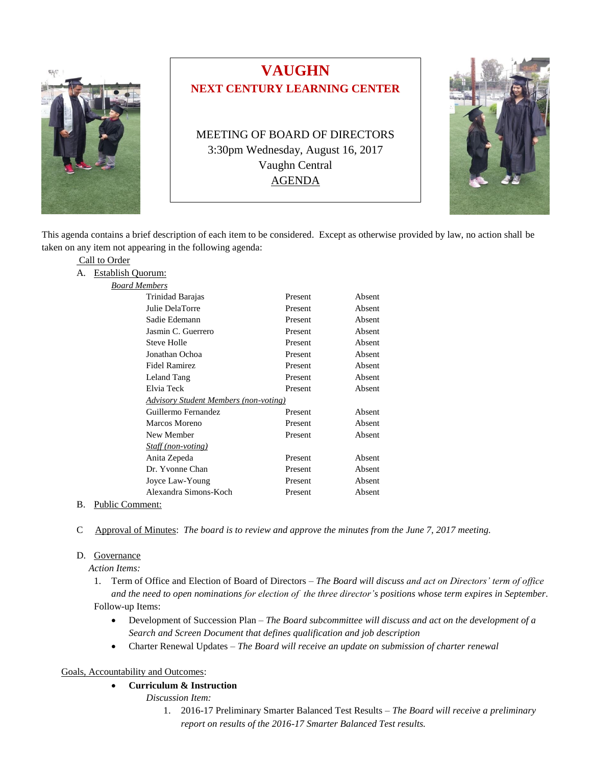# VAUGHN

## NEXT CENTURY LEARNING CENTER

MEETING OF BOARD OF DIRECTORS
3:30pm Wednesday, August 16, 2017
Vaughn Central
AGENDA

This agenda contains a brief description of each item to be considered. Except as otherwise provided by law, no action shall be taken on any item not appearing in the following agenda:

Call to Order

A. Establish Quorum:

*Board Members*

| | | |
|---|---|---|
| Trinidad Barajas | Present | Absent |
| Julie DelaTorre | Present | Absent |
| Sadie Edemann | Present | Absent |
| Jasmin C. Guerrero | Present | Absent |
| Steve Holle | Present | Absent |
| Jonathan Ochoa | Present | Absent |
| Fidel Ramirez | Present | Absent |
| Leland Tang | Present | Absent |
| Elvia Teck | Present | Absent |
| *Advisory Student Members (non-voting)* | | |
| Guillermo Fernandez | Present | Absent |
| Marcos Moreno | Present | Absent |
| New Member | Present | Absent |
| *Staff (non-voting)* | | |
| Anita Zepeda | Present | Absent |
| Dr. Yvonne Chan | Present | Absent |
| Joyce Law-Young | Present | Absent |
| Alexandra Simons-Koch | Present | Absent |

B. Public Comment:

C Approval of Minutes: *The board is to review and approve the minutes from the June 7, 2017 meeting.*

D. Governance

*Action Items:*

1. Term of Office and Election of Board of Directors – *The Board will discuss and act on Directors' term of office and the need to open nominations for election of the three director's positions whose term expires in September.*

Follow-up Items:

- Development of Succession Plan – *The Board subcommittee will discuss and act on the development of a Search and Screen Document that defines qualification and job description*
- Charter Renewal Updates – *The Board will receive an update on submission of charter renewal*

Goals, Accountability and Outcomes:

- **Curriculum & Instruction**

  *Discussion Item:*

  1. 2016-17 Preliminary Smarter Balanced Test Results – *The Board will receive a preliminary report on results of the 2016-17 Smarter Balanced Test results.*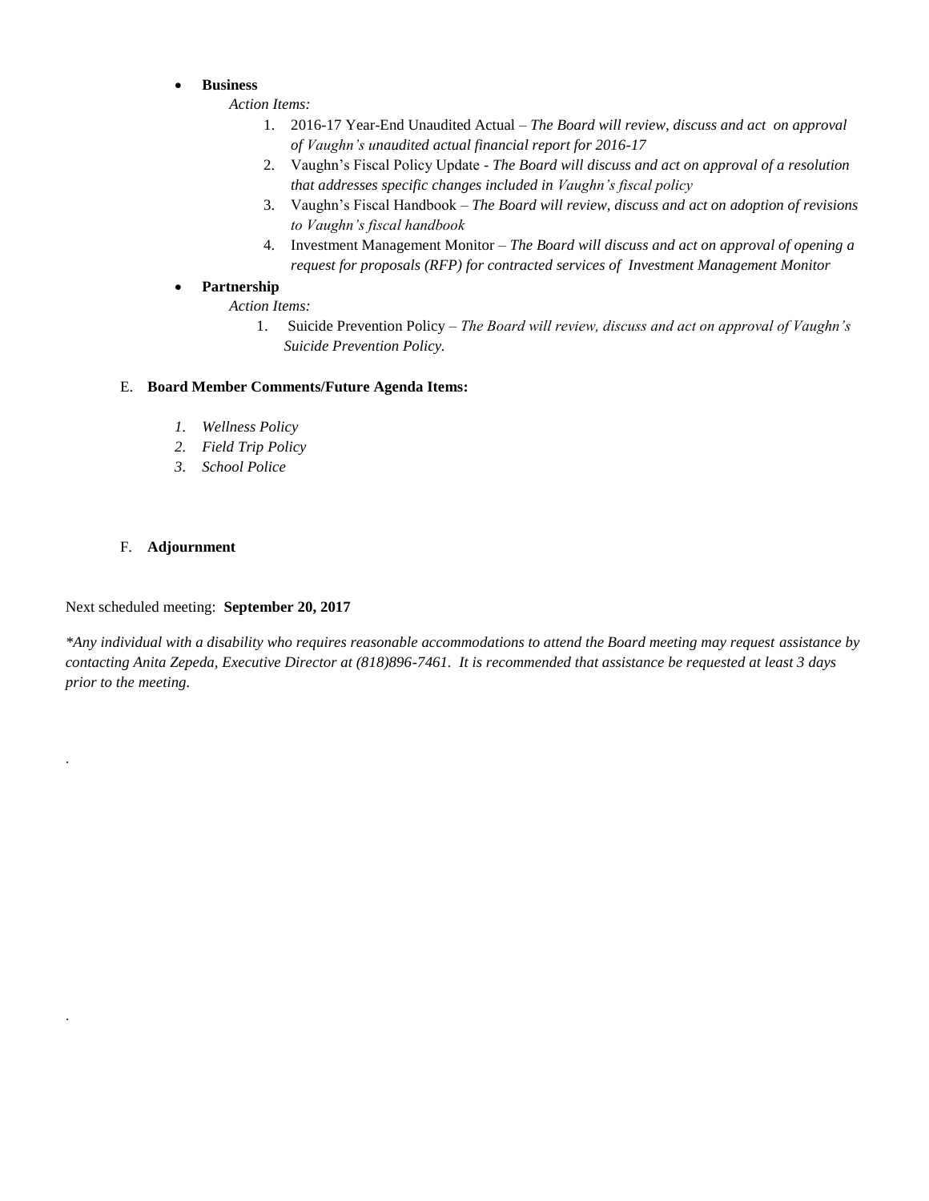- **Business**

  *Action Items:*

  1. 2016-17 Year-End Unaudited Actual – *The Board will review, discuss and act on approval of Vaughn's unaudited actual financial report for 2016-17*
  2. Vaughn's Fiscal Policy Update - *The Board will discuss and act on approval of a resolution that addresses specific changes included in Vaughn's fiscal policy*
  3. Vaughn's Fiscal Handbook – *The Board will review, discuss and act on adoption of revisions to Vaughn's fiscal handbook*
  4. Investment Management Monitor – *The Board will discuss and act on approval of opening a request for proposals (RFP) for contracted services of Investment Management Monitor*

- **Partnership**

  *Action Items:*

  1. Suicide Prevention Policy – *The Board will review, discuss and act on approval of Vaughn's Suicide Prevention Policy.*

E. **Board Member Comments/Future Agenda Items:**

1. *Wellness Policy*
2. *Field Trip Policy*
3. *School Police*

F. **Adjournment**

Next scheduled meeting: **September 20, 2017**

*\*Any individual with a disability who requires reasonable accommodations to attend the Board meeting may request assistance by contacting Anita Zepeda, Executive Director at (818)896-7461. It is recommended that assistance be requested at least 3 days prior to the meeting.*